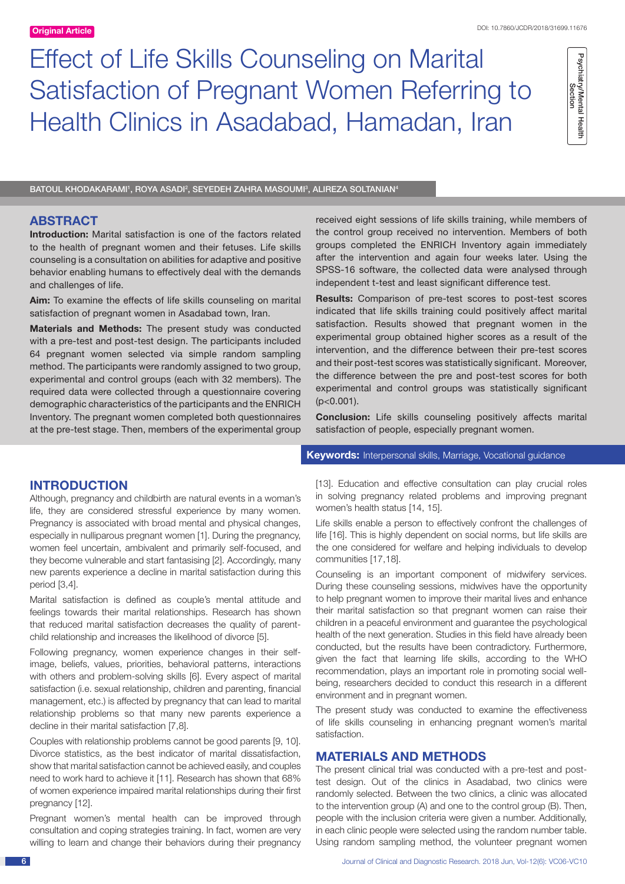Original Article

DOI: 10.7860/JCDR/2018/31699.11676

Psychiatry/Mental Health Section

# Effect of Life Skills Counseling on Marital Satisfaction of Pregnant Women Referring to Health Clinics in Asadabad, Hamadan, Iran

BATOUL KHODAKARAMI[1], ROYA ASADI[2], SEYEDEH ZAHRA MASOUMI[3], ALIREZA SOLTANIAN[4]

## ABSTRACT

**Introduction:** Marital satisfaction is one of the factors related to the health of pregnant women and their fetuses. Life skills counseling is a consultation on abilities for adaptive and positive behavior enabling humans to effectively deal with the demands and challenges of life.

**Aim:** To examine the effects of life skills counseling on marital satisfaction of pregnant women in Asadabad town, Iran.

**Materials and Methods:** The present study was conducted with a pre-test and post-test design. The participants included 64 pregnant women selected via simple random sampling method. The participants were randomly assigned to two group, experimental and control groups (each with 32 members). The required data were collected through a questionnaire covering demographic characteristics of the participants and the ENRICH Inventory. The pregnant women completed both questionnaires at the pre-test stage. Then, members of the experimental group received eight sessions of life skills training, while members of the control group received no intervention. Members of both groups completed the ENRICH Inventory again immediately after the intervention and again four weeks later. Using the SPSS-16 software, the collected data were analysed through independent t-test and least significant difference test.

**Results:** Comparison of pre-test scores to post-test scores indicated that life skills training could positively affect marital satisfaction. Results showed that pregnant women in the experimental group obtained higher scores as a result of the intervention, and the difference between their pre-test scores and their post-test scores was statistically significant. Moreover, the difference between the pre and post-test scores for both experimental and control groups was statistically significant ($p<0.001$).

**Conclusion:** Life skills counseling positively affects marital satisfaction of people, especially pregnant women.

**Keywords:** Interpersonal skills, Marriage, Vocational guidance

## INTRODUCTION

Although, pregnancy and childbirth are natural events in a woman's life, they are considered stressful experience by many women. Pregnancy is associated with broad mental and physical changes, especially in nulliparous pregnant women [1]. During the pregnancy, women feel uncertain, ambivalent and primarily self-focused, and they become vulnerable and start fantasising [2]. Accordingly, many new parents experience a decline in marital satisfaction during this period [3,4].

Marital satisfaction is defined as couple's mental attitude and feelings towards their marital relationships. Research has shown that reduced marital satisfaction decreases the quality of parent-child relationship and increases the likelihood of divorce [5].

Following pregnancy, women experience changes in their self-image, beliefs, values, priorities, behavioral patterns, interactions with others and problem-solving skills [6]. Every aspect of marital satisfaction (i.e. sexual relationship, children and parenting, financial management, etc.) is affected by pregnancy that can lead to marital relationship problems so that many new parents experience a decline in their marital satisfaction [7,8].

Couples with relationship problems cannot be good parents [9, 10]. Divorce statistics, as the best indicator of marital dissatisfaction, show that marital satisfaction cannot be achieved easily, and couples need to work hard to achieve it [11]. Research has shown that 68% of women experience impaired marital relationships during their first pregnancy [12].

Pregnant women's mental health can be improved through consultation and coping strategies training. In fact, women are very willing to learn and change their behaviors during their pregnancy [13]. Education and effective consultation can play crucial roles in solving pregnancy related problems and improving pregnant women's health status [14, 15].

Life skills enable a person to effectively confront the challenges of life [16]. This is highly dependent on social norms, but life skills are the one considered for welfare and helping individuals to develop communities [17,18].

Counseling is an important component of midwifery services. During these counseling sessions, midwives have the opportunity to help pregnant women to improve their marital lives and enhance their marital satisfaction so that pregnant women can raise their children in a peaceful environment and guarantee the psychological health of the next generation. Studies in this field have already been conducted, but the results have been contradictory. Furthermore, given the fact that learning life skills, according to the WHO recommendation, plays an important role in promoting social well-being, researchers decided to conduct this research in a different environment and in pregnant women.

The present study was conducted to examine the effectiveness of life skills counseling in enhancing pregnant women's marital satisfaction.

## MATERIALS AND METHODS

The present clinical trial was conducted with a pre-test and post-test design. Out of the clinics in Asadabad, two clinics were randomly selected. Between the two clinics, a clinic was allocated to the intervention group (A) and one to the control group (B). Then, people with the inclusion criteria were given a number. Additionally, in each clinic people were selected using the random number table. Using random sampling method, the volunteer pregnant women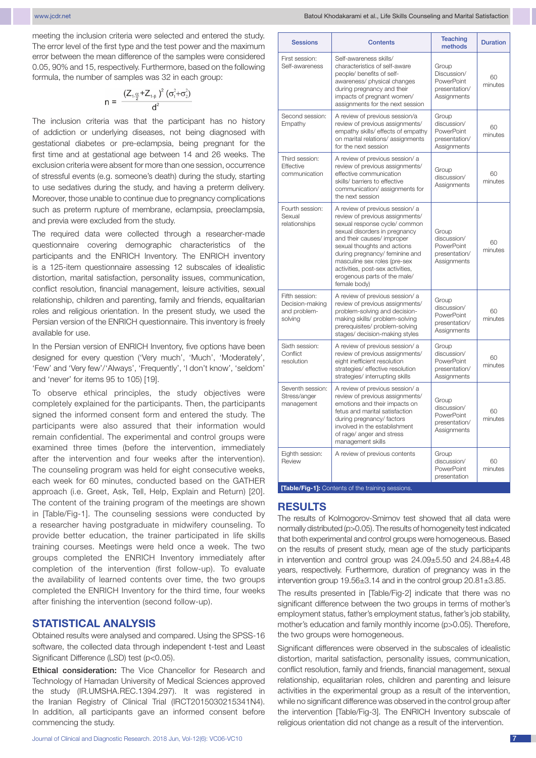meeting the inclusion criteria were selected and entered the study. The error level of the first type and the test power and the maximum error between the mean difference of the samples were considered 0.05, 90% and 15, respectively. Furthermore, based on the following formula, the number of samples was 32 in each group:

$$n = \frac{(Z_{1-\frac{\alpha}{2}} + Z_{1-\beta})^2 (\sigma_1^2 + \sigma_2^2)}{d^2}$$

The inclusion criteria was that the participant has no history of addiction or underlying diseases, not being diagnosed with gestational diabetes or pre-eclampsia, being pregnant for the first time and at gestational age between 14 and 26 weeks. The exclusion criteria were absent for more than one session, occurrence of stressful events (e.g. someone's death) during the study, starting to use sedatives during the study, and having a preterm delivery. Moreover, those unable to continue due to pregnancy complications such as preterm rupture of membrane, eclampsia, preeclampsia, and previa were excluded from the study.

The required data were collected through a researcher-made questionnaire covering demographic characteristics of the participants and the ENRICH Inventory. The ENRICH inventory is a 125-item questionnaire assessing 12 subscales of idealistic distortion, marital satisfaction, personality issues, communication, conflict resolution, financial management, leisure activities, sexual relationship, children and parenting, family and friends, equalitarian roles and religious orientation. In the present study, we used the Persian version of the ENRICH questionnaire. This inventory is freely available for use.

In the Persian version of ENRICH Inventory, five options have been designed for every question ('Very much', 'Much', 'Moderately', 'Few' and 'Very few'/'Always', 'Frequently', 'I don't know', 'seldom' and 'never' for items 95 to 105) [19].

To observe ethical principles, the study objectives were completely explained for the participants. Then, the participants signed the informed consent form and entered the study. The participants were also assured that their information would remain confidential. The experimental and control groups were examined three times (before the intervention, immediately after the intervention and four weeks after the intervention). The counseling program was held for eight consecutive weeks, each week for 60 minutes, conducted based on the GATHER approach (i.e. Greet, Ask, Tell, Help, Explain and Return) [20]. The content of the training program of the meetings are shown in [Table/Fig-1]. The counseling sessions were conducted by a researcher having postgraduate in midwifery counseling. To provide better education, the trainer participated in life skills training courses. Meetings were held once a week. The two groups completed the ENRICH Inventory immediately after completion of the intervention (first follow-up). To evaluate the availability of learned contents over time, the two groups completed the ENRICH Inventory for the third time, four weeks after finishing the intervention (second follow-up).

## STATISTICAL ANALYSIS

Obtained results were analysed and compared. Using the SPSS-16 software, the collected data through independent t-test and Least Significant Difference (LSD) test ($p<0.05$).

**Ethical consideration:** The Vice Chancellor for Research and Technology of Hamadan University of Medical Sciences approved the study (IR.UMSHA.REC.1394.297). It was registered in the Iranian Registry of Clinical Trial (IRCT2015030215341N4). In addition, all participants gave an informed consent before commencing the study.

| Sessions | Contents | Teaching methods | Duration |
|---|---|---|---|
| First session: Self-awareness | Self-awareness skills/ characteristics of self-aware people/ benefits of self-awareness/ physical changes during pregnancy and their impacts of pregnant women/ assignments for the next session | Group Discussion/ PowerPoint presentation/ Assignments | 60 minutes |
| Second session: Empathy | A review of previous session/a review of previous assignments/ empathy skills/ effects of empathy on marital relations/ assignments for the next session | Group discussion/ PowerPoint presentation/ Assignments | 60 minutes |
| Third session: Effective communication | A review of previous session/ a review of previous assignments/ effective communication skills/ barriers to effective communication/ assignments for the next session | Group discussion/ Assignments | 60 minutes |
| Fourth session: Sexual relationships | A review of previous session/ a review of previous assignments/ sexual response cycle/ common sexual disorders in pregnancy and their causes/ improper sexual thoughts and actions during pregnancy/ feminine and masculine sex roles (pre-sex activities, post-sex activities, erogenous parts of the male/ female body) | Group discussion/ PowerPoint presentation/ Assignments | 60 minutes |
| Fifth session: Decision-making and problem-solving | A review of previous session/ a review of previous assignments/ problem-solving and decision-making skills/ problem-solving prerequisites/ problem-solving stages/ decision-making styles | Group discussion/ PowerPoint presentation/ Assignments | 60 minutes |
| Sixth session: Conflict resolution | A review of previous session/ a review of previous assignments/ eight inefficient resolution strategies/ effective resolution strategies/ interrupting skills | Group discussion/ PowerPoint presentation/ Assignments | 60 minutes |
| Seventh session: Stress/anger management | A review of previous session/ a review of previous assignments/ emotions and their impacts on fetus and marital satisfaction during pregnancy/ factors involved in the establishment of rage/ anger and stress management skills | Group discussion/ PowerPoint presentation/ Assignments | 60 minutes |
| Eighth session: Review | A review of previous contents | Group discussion/ PowerPoint presentation | 60 minutes |

**[Table/Fig-1]:** Contents of the training sessions.

## RESULTS

The results of Kolmogorov-Smirnov test showed that all data were normally distributed ($p>0.05$). The results of homogeneity test indicated that both experimental and control groups were homogeneous. Based on the results of present study, mean age of the study participants in intervention and control group was 24.09±5.50 and 24.88±4.48 years, respectively. Furthermore, duration of pregnancy was in the intervention group 19.56±3.14 and in the control group 20.81±3.85.

The results presented in [Table/Fig-2] indicate that there was no significant difference between the two groups in terms of mother's employment status, father's employment status, father's job stability, mother's education and family monthly income ($p>0.05$). Therefore, the two groups were homogeneous.

Significant differences were observed in the subscales of idealistic distortion, marital satisfaction, personality issues, communication, conflict resolution, family and friends, financial management, sexual relationship, equalitarian roles, children and parenting and leisure activities in the experimental group as a result of the intervention, while no significant difference was observed in the control group after the intervention [Table/Fig-3]. The ENRICH Inventory subscale of religious orientation did not change as a result of the intervention.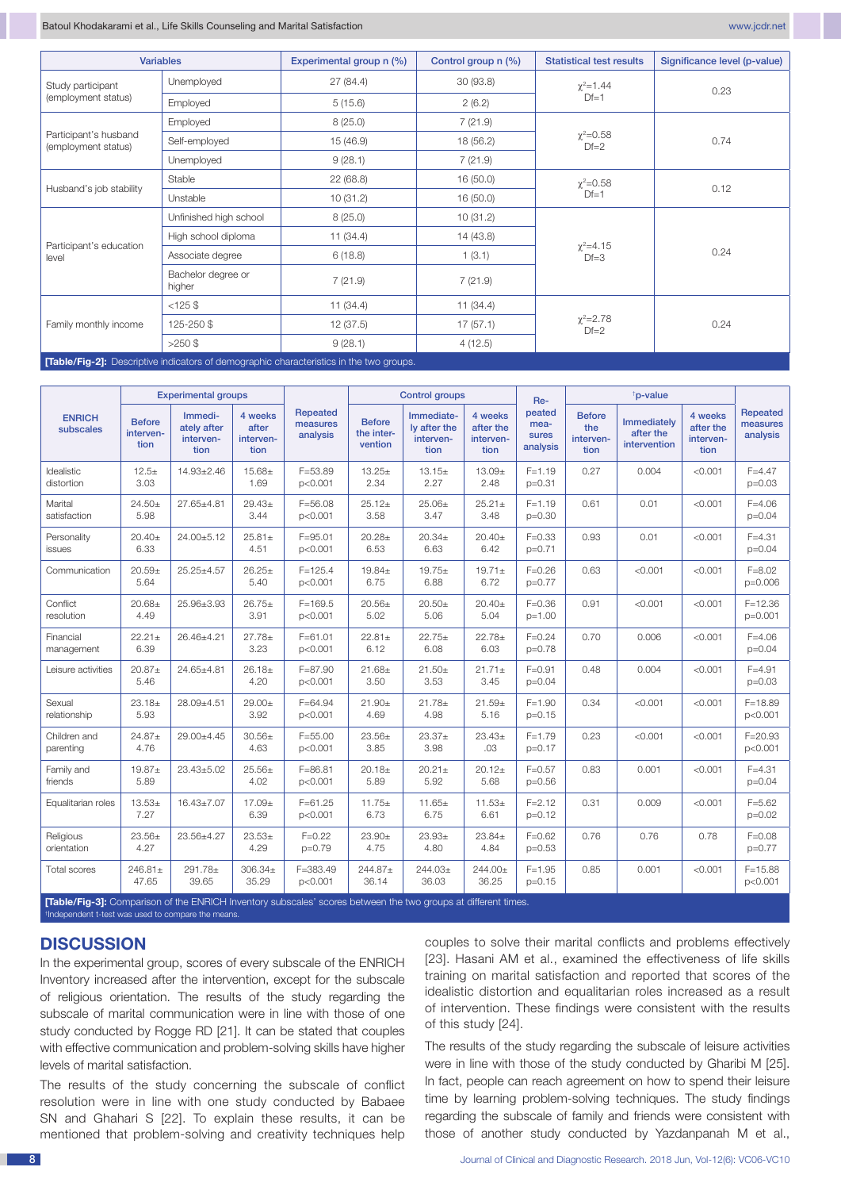| Variables | | Experimental group n (%) | Control group n (%) | Statistical test results | Significance level (p-value) |
|---|---|---|---|---|---|
| Study participant (employment status) | Unemployed | 27 (84.4) | 30 (93.8) | $\chi^2$=1.44 Df=1 | 0.23 |
| | Employed | 5 (15.6) | 2 (6.2) | | |
| Participant's husband (employment status) | Employed | 8 (25.0) | 7 (21.9) | $\chi^2$=0.58 Df=2 | 0.74 |
| | Self-employed | 15 (46.9) | 18 (56.2) | | |
| | Unemployed | 9 (28.1) | 7 (21.9) | | |
| Husband's job stability | Stable | 22 (68.8) | 16 (50.0) | $\chi^2$=0.58 Df=1 | 0.12 |
| | Unstable | 10 (31.2) | 16 (50.0) | | |
| Participant's education level | Unfinished high school | 8 (25.0) | 10 (31.2) | $\chi^2$=4.15 Df=3 | 0.24 |
| | High school diploma | 11 (34.4) | 14 (43.8) | | |
| | Associate degree | 6 (18.8) | 1 (3.1) | | |
| | Bachelor degree or higher | 7 (21.9) | 7 (21.9) | | |
| Family monthly income | <125 $ | 11 (34.4) | 11 (34.4) | $\chi^2$=2.78 Df=2 | 0.24 |
| | 125-250 $ | 12 (37.5) | 17 (57.1) | | |
| | >250 $ | 9 (28.1) | 4 (12.5) | | |

**[Table/Fig-2]:** Descriptive indicators of demographic characteristics in the two groups.

| ENRICH subscales | Experimental groups | | | Repeated measures analysis | Control groups | | | Repeated measures analysis | †p-value | | | Repeated measures analysis |
|---|---|---|---|---|---|---|---|---|---|---|---|---|
| | Before intervention | Immediately after intervention | 4 weeks after intervention | | Before the intervention | Immediately after the intervention | 4 weeks after intervention | | Before the intervention | Immediately after the intervention | 4 weeks after the intervention | |
| Idealistic distortion | 12.5± 3.03 | 14.93±2.46 | 15.68± 1.69 | F=53.89 p<0.001 | 13.25± 2.34 | 13.15± 2.27 | 13.09± 2.48 | F=1.19 p=0.31 | 0.27 | 0.004 | <0.001 | F=4.47 p=0.03 |
| Marital satisfaction | 24.50± 5.98 | 27.65±4.81 | 29.43± 3.44 | F=56.08 p<0.001 | 25.12± 3.58 | 25.06± 3.47 | 25.21± 3.48 | F=1.19 p=0.30 | 0.61 | 0.01 | <0.001 | F=4.06 p=0.04 |
| Personality issues | 20.40± 6.33 | 24.00±5.12 | 25.81± 4.51 | F=95.01 p<0.001 | 20.28± 6.53 | 20.34± 6.63 | 20.40± 6.42 | F=0.33 p=0.71 | 0.93 | 0.01 | <0.001 | F=4.31 p=0.04 |
| Communication | 20.59± 5.64 | 25.25±4.57 | 26.25± 5.40 | F=125.4 p<0.001 | 19.84± 6.75 | 19.75± 6.88 | 19.71± 6.72 | F=0.26 p=0.77 | 0.63 | <0.001 | <0.001 | F=8.02 p=0.006 |
| Conflict resolution | 20.68± 4.49 | 25.96±3.93 | 26.75± 3.91 | F=169.5 p<0.001 | 20.56± 5.02 | 20.50± 5.06 | 20.40± 5.04 | F=0.36 p=1.00 | 0.91 | <0.001 | <0.001 | F=12.36 p=0.001 |
| Financial management | 22.21± 6.39 | 26.46±4.21 | 27.78± 3.23 | F=61.01 p<0.001 | 22.81± 6.12 | 22.75± 6.08 | 22.78± 6.03 | F=0.24 p=0.78 | 0.70 | 0.006 | <0.001 | F=4.06 p=0.04 |
| Leisure activities | 20.87± 5.46 | 24.65±4.81 | 26.18± 4.20 | F=87.90 p<0.001 | 21.68± 3.50 | 21.50± 3.53 | 21.71± 3.45 | F=0.91 p=0.04 | 0.48 | 0.004 | <0.001 | F=4.91 p=0.03 |
| Sexual relationship | 23.18± 5.93 | 28.09±4.51 | 29.00± 3.92 | F=64.94 p<0.001 | 21.90± 4.69 | 21.78± 4.98 | 21.59± 5.16 | F=1.90 p=0.15 | 0.34 | <0.001 | <0.001 | F=18.89 p<0.001 |
| Children and parenting | 24.87± 4.76 | 29.00±4.45 | 30.56± 4.63 | F=55.00 p<0.001 | 23.56± 3.85 | 23.37± 3.98 | 23.43± .03 | F=1.79 p=0.17 | 0.23 | <0.001 | <0.001 | F=20.93 p<0.001 |
| Family and friends | 19.87± 5.89 | 23.43±5.02 | 25.56± 4.02 | F=86.81 p<0.001 | 20.18± 5.89 | 20.21± 5.92 | 20.12± 5.68 | F=0.57 p=0.56 | 0.83 | 0.001 | <0.001 | F=4.31 p=0.04 |
| Equalitarian roles | 13.53± 7.27 | 16.43±7.07 | 17.09± 6.39 | F=61.25 p<0.001 | 11.75± 6.73 | 11.65± 6.75 | 11.53± 6.61 | F=2.12 p=0.12 | 0.31 | 0.009 | <0.001 | F=5.62 p=0.02 |
| Religious orientation | 23.56± 4.27 | 23.56±4.27 | 23.53± 4.29 | F=0.22 p=0.79 | 23.90± 4.75 | 23.93± 4.80 | 23.84± 4.84 | F=0.62 p=0.53 | 0.76 | 0.76 | 0.78 | F=0.08 p=0.77 |
| Total scores | 246.81± 47.65 | 291.78± 39.65 | 306.34± 35.29 | F=383.49 p<0.001 | 244.87± 36.14 | 244.03± 36.03 | 244.00± 36.25 | F=1.95 p=0.15 | 0.85 | 0.001 | <0.001 | F=15.88 p<0.001 |

**[Table/Fig-3]:** Comparison of the ENRICH Inventory subscales' scores between the two groups at different times.
†Independent t-test was used to compare the means.

## DISCUSSION

In the experimental group, scores of every subscale of the ENRICH Inventory increased after the intervention, except for the subscale of religious orientation. The results of the study regarding the subscale of marital communication were in line with those of one study conducted by Rogge RD [21]. It can be stated that couples with effective communication and problem-solving skills have higher levels of marital satisfaction.

The results of the study concerning the subscale of conflict resolution were in line with one study conducted by Babaee SN and Ghahari S [22]. To explain these results, it can be mentioned that problem-solving and creativity techniques help couples to solve their marital conflicts and problems effectively [23]. Hasani AM et al., examined the effectiveness of life skills training on marital satisfaction and reported that scores of the idealistic distortion and equalitarian roles increased as a result of intervention. These findings were consistent with the results of this study [24].

The results of the study regarding the subscale of leisure activities were in line with those of the study conducted by Gharibi M [25]. In fact, people can reach agreement on how to spend their leisure time by learning problem-solving techniques. The study findings regarding the subscale of family and friends were consistent with those of another study conducted by Yazdanpanah M et al.,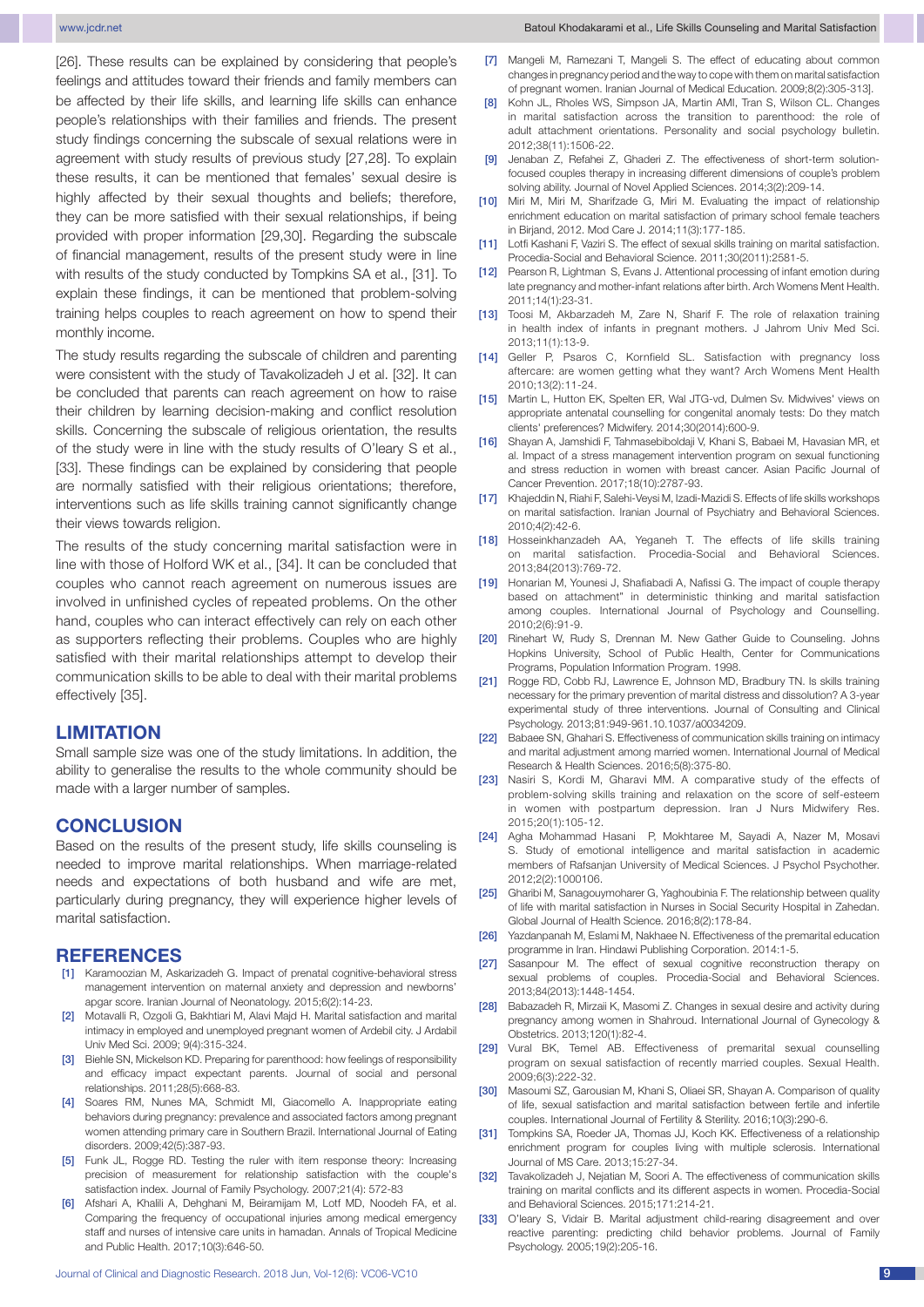[26]. These results can be explained by considering that people's feelings and attitudes toward their friends and family members can be affected by their life skills, and learning life skills can enhance people's relationships with their families and friends. The present study findings concerning the subscale of sexual relations were in agreement with study results of previous study [27,28]. To explain these results, it can be mentioned that females' sexual desire is highly affected by their sexual thoughts and beliefs; therefore, they can be more satisfied with their sexual relationships, if being provided with proper information [29,30]. Regarding the subscale of financial management, results of the present study were in line with results of the study conducted by Tompkins SA et al., [31]. To explain these findings, it can be mentioned that problem-solving training helps couples to reach agreement on how to spend their monthly income.

The study results regarding the subscale of children and parenting were consistent with the study of Tavakolizadeh J et al. [32]. It can be concluded that parents can reach agreement on how to raise their children by learning decision-making and conflict resolution skills. Concerning the subscale of religious orientation, the results of the study were in line with the study results of O'leary S et al., [33]. These findings can be explained by considering that people are normally satisfied with their religious orientations; therefore, interventions such as life skills training cannot significantly change their views towards religion.

The results of the study concerning marital satisfaction were in line with those of Holford WK et al., [34]. It can be concluded that couples who cannot reach agreement on numerous issues are involved in unfinished cycles of repeated problems. On the other hand, couples who can interact effectively can rely on each other as supporters reflecting their problems. Couples who are highly satisfied with their marital relationships attempt to develop their communication skills to be able to deal with their marital problems effectively [35].

## LIMITATION

Small sample size was one of the study limitations. In addition, the ability to generalise the results to the whole community should be made with a larger number of samples.

## CONCLUSION

Based on the results of the present study, life skills counseling is needed to improve marital relationships. When marriage-related needs and expectations of both husband and wife are met, particularly during pregnancy, they will experience higher levels of marital satisfaction.

## REFERENCES

[1] Karamoozian M, Askarizadeh G. Impact of prenatal cognitive-behavioral stress management intervention on maternal anxiety and depression and newborns' apgar score. Iranian Journal of Neonatology. 2015;6(2):14-23.

[2] Motavalli R, Ozgoli G, Bakhtiari M, Alavi Majd H. Marital satisfaction and marital intimacy in employed and unemployed pregnant women of Ardebil city. J Ardabil Univ Med Sci. 2009; 9(4):315-324.

[3] Biehle SN, Mickelson KD. Preparing for parenthood: how feelings of responsibility and efficacy impact expectant parents. Journal of social and personal relationships. 2011;28(5):668-83.

[4] Soares RM, Nunes MA, Schmidt MI, Giacomello A. Inappropriate eating behaviors during pregnancy: prevalence and associated factors among pregnant women attending primary care in Southern Brazil. International Journal of Eating disorders. 2009;42(5):387-93.

[5] Funk JL, Rogge RD. Testing the ruler with item response theory: Increasing precision of measurement for relationship satisfaction with the couple's satisfaction index. Journal of Family Psychology. 2007;21(4): 572-83

[6] Afshari A, Khalili A, Dehghani M, Beiramijam M, Lotf MD, Noodeh FA, et al. Comparing the frequency of occupational injuries among medical emergency staff and nurses of intensive care units in hamadan. Annals of Tropical Medicine and Public Health. 2017;10(3):646-50.

[7] Mangeli M, Ramezani T, Mangeli S. The effect of educating about common changes in pregnancy period and the way to cope with them on marital satisfaction of pregnant women. Iranian Journal of Medical Education. 2009;8(2):305-313].

[8] Kohn JL, Rholes WS, Simpson JA, Martin AMI, Tran S, Wilson CL. Changes in marital satisfaction across the transition to parenthood: the role of adult attachment orientations. Personality and social psychology bulletin. 2012;38(11):1506-22.

[9] Jenaban Z, Refahei Z, Ghaderi Z. The effectiveness of short-term solution-focused couples therapy in increasing different dimensions of couple's problem solving ability. Journal of Novel Applied Sciences. 2014;3(2):209-14.

[10] Miri M, Miri M, Sharifzade G, Miri M. Evaluating the impact of relationship enrichment education on marital satisfaction of primary school female teachers in Birjand, 2012. Mod Care J. 2014;11(3):177-185.

[11] Lotfi Kashani F, Vaziri S. The effect of sexual skills training on marital satisfaction. Procedia-Social and Behavioral Science. 2011;30(2011):2581-5.

[12] Pearson R, Lightman S, Evans J. Attentional processing of infant emotion during late pregnancy and mother-infant relations after birth. Arch Womens Ment Health. 2011;14(1):23-31.

[13] Toosi M, Akbarzadeh M, Zare N, Sharif F. The role of relaxation training in health index of infants in pregnant mothers. J Jahrom Univ Med Sci. 2013;11(1):13-9.

[14] Geller P, Psaros C, Kornfield SL. Satisfaction with pregnancy loss aftercare: are women getting what they want? Arch Womens Ment Health 2010;13(2):11-24.

[15] Martin L, Hutton EK, Spelten ER, Wal JTG-vd, Dulmen Sv. Midwives' views on appropriate antenatal counselling for congenital anomaly tests: Do they match clients' preferences? Midwifery. 2014;30(2014):600-9.

[16] Shayan A, Jamshidi F, Tahmasebiboldaji V, Khani S, Babaei M, Havasian MR, et al. Impact of a stress management intervention program on sexual functioning and stress reduction in women with breast cancer. Asian Pacific Journal of Cancer Prevention. 2017;18(10):2787-93.

[17] Khajeddin N, Riahi F, Salehi-Veysi M, Izadi-Mazidi S. Effects of life skills workshops on marital satisfaction. Iranian Journal of Psychiatry and Behavioral Sciences. 2010;4(2):42-6.

[18] Hosseinkhanzadeh AA, Yeganeh T. The effects of life skills training on marital satisfaction. Procedia-Social and Behavioral Sciences. 2013;84(2013):769-72.

[19] Honarian M, Younesi J, Shafiabadi A, Nafissi G. The impact of couple therapy based on attachment" in deterministic thinking and marital satisfaction among couples. International Journal of Psychology and Counselling. 2010;2(6):91-9.

[20] Rinehart W, Rudy S, Drennan M. New Gather Guide to Counseling. Johns Hopkins University, School of Public Health, Center for Communications Programs, Population Information Program. 1998.

[21] Rogge RD, Cobb RJ, Lawrence E, Johnson MD, Bradbury TN. Is skills training necessary for the primary prevention of marital distress and dissolution? A 3-year experimental study of three interventions. Journal of Consulting and Clinical Psychology. 2013;81:949-961.10.1037/a0034209.

[22] Babaee SN, Ghahari S. Effectiveness of communication skills training on intimacy and marital adjustment among married women. International Journal of Medical Research & Health Sciences. 2016;5(8):375-80.

[23] Nasiri S, Kordi M, Gharavi MM. A comparative study of the effects of problem-solving skills training and relaxation on the score of self-esteem in women with postpartum depression. Iran J Nurs Midwifery Res. 2015;20(1):105-12.

[24] Agha Mohammad Hasani P, Mokhtaree M, Sayadi A, Nazer M, Mosavi S. Study of emotional intelligence and marital satisfaction in academic members of Rafsanjan University of Medical Sciences. J Psychol Psychother. 2012;2(2):1000106.

[25] Gharibi M, Sanagouymoharer G, Yaghoubinia F. The relationship between quality of life with marital satisfaction in Nurses in Social Security Hospital in Zahedan. Global Journal of Health Science. 2016;8(2):178-84.

[26] Yazdanpanah M, Eslami M, Nakhaee N. Effectiveness of the premarital education programme in Iran. Hindawi Publishing Corporation. 2014:1-5.

[27] Sasanpour M. The effect of sexual cognitive reconstruction therapy on sexual problems of couples. Procedia-Social and Behavioral Sciences. 2013;84(2013):1448-1454.

[28] Babazadeh R, Mirzaii K, Masomi Z. Changes in sexual desire and activity during pregnancy among women in Shahroud. International Journal of Gynecology & Obstetrics. 2013;120(1):82-4.

[29] Vural BK, Temel AB. Effectiveness of premarital sexual counselling program on sexual satisfaction of recently married couples. Sexual Health. 2009;6(3):222-32.

[30] Masoumi SZ, Garousian M, Khani S, Oliaei SR, Shayan A. Comparison of quality of life, sexual satisfaction and marital satisfaction between fertile and infertile couples. International Journal of Fertility & Sterility. 2016;10(3):290-6.

[31] Tompkins SA, Roeder JA, Thomas JJ, Koch KK. Effectiveness of a relationship enrichment program for couples living with multiple sclerosis. International Journal of MS Care. 2013;15:27-34.

[32] Tavakolizadeh J, Nejatian M, Soori A. The effectiveness of communication skills training on marital conflicts and its different aspects in women. Procedia-Social and Behavioral Sciences. 2015;171:214-21.

[33] O'leary S, Vidair B. Marital adjustment child-rearing disagreement and over reactive parenting: predicting child behavior problems. Journal of Family Psychology. 2005;19(2):205-16.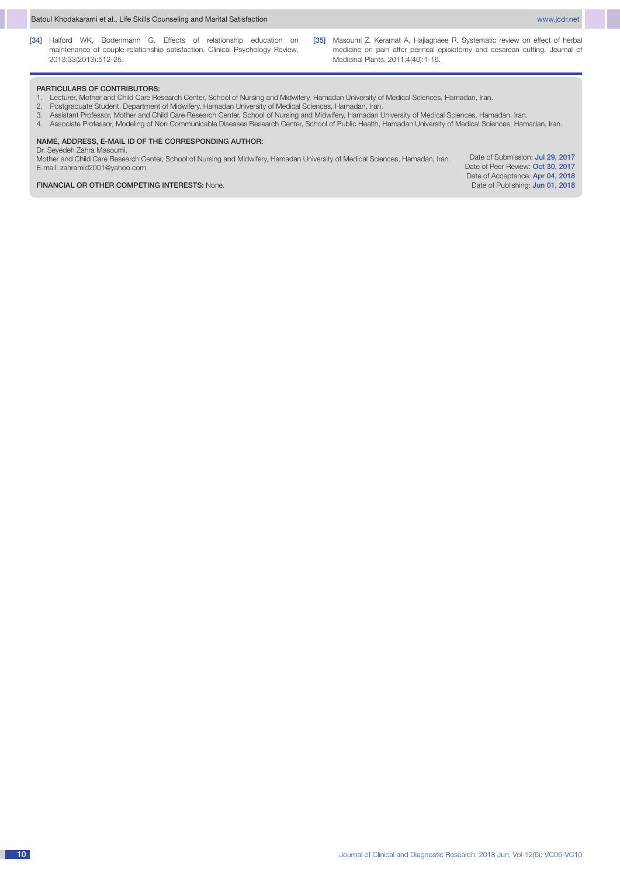[34] Halford WK, Bodenmann G. Effects of relationship education on maintenance of couple relationship satisfaction. Clinical Psychology Review. 2013;33(2013):512-25.

[35] Masoumi Z, Keramat A, Hajiaghaee R. Systematic review on effect of herbal medicine on pain after perineal episiotomy and cesarean cutting. Journal of Medicinal Plants. 2011;4(40):1-16.

**PARTICULARS OF CONTRIBUTORS:**

1. Lecturer, Mother and Child Care Research Center, School of Nursing and Midwifery, Hamadan University of Medical Sciences, Hamadan, Iran.
2. Postgraduate Student, Department of Midwifery, Hamadan University of Medical Sciences, Hamadan, Iran.
3. Assistant Professor, Mother and Child Care Research Center, School of Nursing and Midwifery, Hamadan University of Medical Sciences, Hamadan, Iran.
4. Associate Professor, Modeling of Non Communicable Diseases Research Center, School of Public Health, Hamadan University of Medical Sciences, Hamadan, Iran.

**NAME, ADDRESS, E-MAIL ID OF THE CORRESPONDING AUTHOR:**

Dr. Seyedeh Zahra Masoumi,
Mother and Child Care Research Center, School of Nursing and Midwifery, Hamadan University of Medical Sciences, Hamadan, Iran.
E-mail: zahramid2001@yahoo.com

**FINANCIAL OR OTHER COMPETING INTERESTS:** None.

Date of Submission: **Jul 29, 2017**
Date of Peer Review: **Oct 30, 2017**
Date of Acceptance: **Apr 04, 2018**
Date of Publishing: **Jun 01, 2018**